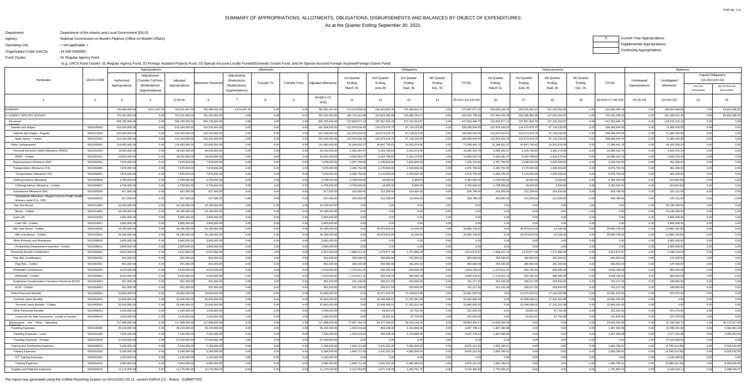FAR No. 1-A

# SUMMARY OF APPROPRIATIONS, ALLOTMENTS, OBLIGATIONS, DISBURSEMENTS AND BALANCES BY OBJECT OF EXPENDITURES

As at the Quarter Ending September 30, 2021

Department : Department of the Interior and Local Government (DILG)

Agency : National Commission on Muslim Filipinos (Office on Muslim Affairs)

Operating Unit : < not applicable >

Organization Code (UACS) : 14 008 0000000

Fund Cluster : 01 Regular Agency Fund

(e.g. UACS Fund Cluster: 01-Regular Agency Fund, 02-Foreign Assisted Projects Fund, 03-Special Account-Locally Funded/Domestic Grants Fund, and 04-Special Account-Foreign Assisted/Foreign Grants Fund)

X Current Year Appropriations

Supplemental Appropriations

Continuing Appropriations

| Particulars | UACS CODE | Appropriations | | | Allotments | | | | | Obligations | | | | | Disbursements | | | | | Balances | | | |
|---|---|---|---|---|---|---|---|---|---|---|---|---|---|---|---|---|---|---|---|---|---|---|---|
| | | Authorized Appropriations | Adjustments (Transfer To/From, Modifications/ Augmentations) | Adjusted Appropriations | Allotments Received | Adjustments (Reductions, Modifications/ Augmentations) | Transfer To | Transfer From | Adjusted Allotments | 1st Quarter Ending March 31 | 2nd Quarter Ending June 30 | 3rd Quarter Ending Sept. 30 | 4th Quarter Ending Dec. 31 | TOTAL | 1st Quarter Ending March 31 | 2nd Quarter Ending June 30 | 3rd Quarter Ending Sept. 30 | 4th Quarter Ending Dec. 31 | TOTAL | Unreleased Appropriations | Unobligated Allotments | Unpaid Obligations (15-20)=(23+24) Due and Demandable | Unpaid Obligations (15-20)=(23+24) Not Yet Due and Demandable |
| 1 | 2 | 3 | 4 | 5=(3+4) | 6 | 7 | 8 | 9 | 10=[{6+(-)7}-8+9] | 11 | 12 | 13 | 14 | 15=(11+12+13+14) | 16 | 17 | 18 | 19 | 20=(16+17+18+19) | 21=(5-10) | 22=(10-15) | 23 | 24 |
| SUMMARY | | 750,489,000.00 | 9,572,447.00 | 760,061,447.00 | 750,489,000.00 | 9,572,447.00 | 0.00 | 0.00 | 760,061,447.00 | 173,113,558.53 | 236,063,602.35 | 170,280,816.14 | 0.00 | 579,457,977.02 | 169,836,339.45 | 203,615,594.15 | 141,203,562.80 | 0.00 | 514,655,496.40 | 0.00 | 180,603,469.98 | 0.00 | 64,802,480.62 |
| A. AGENCY SPECIFIC BUDGET | | 701,251,000.00 | 0.00 | 701,251,000.00 | 701,251,000.00 | 0.00 | 0.00 | 0.00 | 701,251,000.00 | 160,741,641.86 | 222,804,390.58 | 156,696,706.21 | 0.00 | 540,242,738.65 | 157,464,422.78 | 190,356,382.38 | 127,619,452.87 | 0.00 | 475,440,258.03 | 0.00 | 161,008,261.35 | 0.00 | 64,802,480.62 |
| Personnel Services | | 566,795,000.00 | 0.00 | 566,795,000.00 | 566,795,000.00 | 0.00 | 0.00 | 0.00 | 566,795,000.00 | 132,833,877.13 | 187,567,604.78 | 127,162,002.87 | 0.00 | 447,563,484.78 | 132,833,877.13 | 187,567,604.78 | 127,162,002.87 | 0.00 | 447,563,484.78 | 0.00 | 119,231,515.22 | 0.00 | 0.00 |
| Salaries and Wages | 5010100000 | 410,334,000.00 | 0.00 | 410,334,000.00 | 410,334,000.00 | 0.00 | 0.00 | 0.00 | 410,334,000.00 | 115,976,634.25 | 124,673,676.75 | 97,718,233.05 | 0.00 | 338,368,544.05 | 115,976,634.25 | 124,673,676.75 | 97,718,233.05 | 0.00 | 338,368,544.05 | 0.00 | 71,965,455.95 | 0.00 | 0.00 |
| Salaries and Wages - Regular | 5010101000 | 410,334,000.00 | 0.00 | 410,334,000.00 | 410,334,000.00 | 0.00 | 0.00 | 0.00 | 410,334,000.00 | 115,976,634.25 | 124,673,676.75 | 97,718,233.05 | 0.00 | 338,368,544.05 | 115,976,634.25 | 124,673,676.75 | 97,718,233.05 | 0.00 | 338,368,544.05 | 0.00 | 71,965,455.95 | 0.00 | 0.00 |
| Basic Salary - Civilian | 5010101001 | 410,334,000.00 | 0.00 | 410,334,000.00 | 410,334,000.00 | 0.00 | 0.00 | 0.00 | 410,334,000.00 | 115,976,634.25 | 124,673,676.75 | 97,718,233.05 | 0.00 | 338,368,544.05 | 115,976,634.25 | 124,673,676.75 | 97,718,233.05 | 0.00 | 338,368,544.05 | 0.00 | 71,965,455.95 | 0.00 | 0.00 |
| Other Compensation | 5010200000 | 116,683,000.00 | 0.00 | 116,683,000.00 | 116,683,000.00 | 0.00 | 0.00 | 0.00 | 116,683,000.00 | 15,188,831.57 | 45,847,730.63 | 10,552,879.56 | 0.00 | 71,589,441.76 | 15,188,831.57 | 45,847,730.63 | 10,552,879.56 | 0.00 | 71,589,441.76 | 0.00 | 45,093,558.24 | 0.00 | 0.00 |
| Personal Economic Relief Allowance (PERA) | 5010201000 | 19,032,000.00 | 0.00 | 19,032,000.00 | 19,032,000.00 | 0.00 | 0.00 | 0.00 | 19,032,000.00 | 5,584,381.57 | 5,324,768.63 | 5,181,273.56 | 0.00 | 16,090,423.76 | 5,584,381.57 | 5,324,768.63 | 5,181,273.56 | 0.00 | 16,090,423.76 | 0.00 | 2,941,576.24 | 0.00 | 0.00 |
| PERA - Civilian | 5010201001 | 19,032,000.00 | 0.00 | 19,032,000.00 | 19,032,000.00 | 0.00 | 0.00 | 0.00 | 19,032,000.00 | 5,584,381.57 | 5,324,768.63 | 5,181,273.56 | 0.00 | 16,090,423.76 | 5,584,381.57 | 5,324,768.63 | 5,181,273.56 | 0.00 | 16,090,423.76 | 0.00 | 2,941,576.24 | 0.00 | 0.00 |
| Representation Allowance (RA) | 5010202000 | 7,878,000.00 | 0.00 | 7,878,000.00 | 7,878,000.00 | 0.00 | 0.00 | 0.00 | 7,878,000.00 | 2,357,750.00 | 2,248,500.00 | 2,620,500.00 | 0.00 | 7,226,750.00 | 2,357,750.00 | 2,248,500.00 | 2,620,500.00 | 0.00 | 7,226,750.00 | 0.00 | 651,250.00 | 0.00 | 0.00 |
| Transportation Allowance (TA) | 5010203000 | 7,878,000.00 | 0.00 | 7,878,000.00 | 7,878,000.00 | 0.00 | 0.00 | 0.00 | 7,878,000.00 | 2,285,750.00 | 2,170,500.00 | 2,520,500.00 | 0.00 | 6,976,750.00 | 2,285,750.00 | 2,170,500.00 | 2,520,500.00 | 0.00 | 6,976,750.00 | 0.00 | 901,250.00 | 0.00 | 0.00 |
| Transportation Allowance (TA) | 5010203001 | 7,878,000.00 | 0.00 | 7,878,000.00 | 7,878,000.00 | 0.00 | 0.00 | 0.00 | 7,878,000.00 | 2,285,750.00 | 2,170,500.00 | 2,520,500.00 | 0.00 | 6,976,750.00 | 2,285,750.00 | 2,170,500.00 | 2,520,500.00 | 0.00 | 6,976,750.00 | 0.00 | 901,250.00 | 0.00 | 0.00 |
| Clothing/Uniform Allowance | 5010204000 | 4,758,000.00 | 0.00 | 4,758,000.00 | 4,758,000.00 | 0.00 | 0.00 | 0.00 | 4,758,000.00 | 4,758,000.00 | 18,000.00 | 6,000.00 | 0.00 | 4,782,000.00 | 4,758,000.00 | 18,000.00 | 6,000.00 | 0.00 | 4,782,000.00 | 0.00 | (24,000.00) | 0.00 | 0.00 |
| Clothing/Uniform Allowance - Civilian | 5010204001 | 4,758,000.00 | 0.00 | 4,758,000.00 | 4,758,000.00 | 0.00 | 0.00 | 0.00 | 4,758,000.00 | 4,758,000.00 | 18,000.00 | 6,000.00 | 0.00 | 4,782,000.00 | 4,758,000.00 | 18,000.00 | 6,000.00 | 0.00 | 4,782,000.00 | 0.00 | (24,000.00) | 0.00 | 0.00 |
| Subsistence Allowance (SA) | 5010205000 | 817,000.00 | 0.00 | 817,000.00 | 817,000.00 | 0.00 | 0.00 | 0.00 | 817,000.00 | 202,950.00 | 212,339.00 | 214,500.00 | 0.00 | 629,789.00 | 202,950.00 | 212,339.00 | 214,500.00 | 0.00 | 629,789.00 | 0.00 | 187,211.00 | 0.00 | 0.00 |
| Subsistence Allowance - Magna Carta for Public Health Workers under R.A. 7305 | 5010205003 | 817,000.00 | 0.00 | 817,000.00 | 817,000.00 | 0.00 | 0.00 | 0.00 | 817,000.00 | 202,950.00 | 212,339.00 | 214,500.00 | 0.00 | 629,789.00 | 202,950.00 | 212,339.00 | 214,500.00 | 0.00 | 629,789.00 | 0.00 | 187,211.00 | 0.00 | 0.00 |
| Year End Bonus | 5010214000 | 34,195,000.00 | 0.00 | 34,195,000.00 | 34,195,000.00 | 0.00 | 0.00 | 0.00 | 34,195,000.00 | 0.00 | 0.00 | 0.00 | 0.00 | 0.00 | 0.00 | 0.00 | 0.00 | 0.00 | 0.00 | 0.00 | 34,195,000.00 | 0.00 | 0.00 |
| Bonus - Civilian | 5010214001 | 34,195,000.00 | 0.00 | 34,195,000.00 | 34,195,000.00 | 0.00 | 0.00 | 0.00 | 34,195,000.00 | 0.00 | 0.00 | 0.00 | 0.00 | 0.00 | 0.00 | 0.00 | 0.00 | 0.00 | 0.00 | 0.00 | 34,195,000.00 | 0.00 | 0.00 |
| Cash Gift | 5010215000 | 3,965,000.00 | 0.00 | 3,965,000.00 | 3,965,000.00 | 0.00 | 0.00 | 0.00 | 3,965,000.00 | 0.00 | 0.00 | 0.00 | 0.00 | 0.00 | 0.00 | 0.00 | 0.00 | 0.00 | 0.00 | 0.00 | 3,965,000.00 | 0.00 | 0.00 |
| Cash Gift - Civilian | 5010215001 | 3,965,000.00 | 0.00 | 3,965,000.00 | 3,965,000.00 | 0.00 | 0.00 | 0.00 | 3,965,000.00 | 0.00 | 0.00 | 0.00 | 0.00 | 0.00 | 0.00 | 0.00 | 0.00 | 0.00 | 0.00 | 0.00 | 3,965,000.00 | 0.00 | 0.00 |
| Mid-Year Bonus - Civilian | 5010216000 | 34,195,000.00 | 0.00 | 34,195,000.00 | 34,195,000.00 | 0.00 | 0.00 | 0.00 | 34,195,000.00 | 0.00 | 35,873,623.00 | 10,106.00 | 0.00 | 35,883,729.00 | 0.00 | 35,873,623.00 | 10,106.00 | 0.00 | 35,883,729.00 | 0.00 | (1,688,729.00) | 0.00 | 0.00 |
| Mid-Year Bonus - Civilian | 5010216001 | 34,195,000.00 | 0.00 | 34,195,000.00 | 34,195,000.00 | 0.00 | 0.00 | 0.00 | 34,195,000.00 | 0.00 | 35,873,623.00 | 10,106.00 | 0.00 | 35,883,729.00 | 0.00 | 35,873,623.00 | 10,106.00 | 0.00 | 35,883,729.00 | 0.00 | (1,688,729.00) | 0.00 | 0.00 |
| Other Bonuses and Allowances | 5010299000 | 3,965,000.00 | 0.00 | 3,965,000.00 | 3,965,000.00 | 0.00 | 0.00 | 0.00 | 3,965,000.00 | 0.00 | 0.00 | 0.00 | 0.00 | 0.00 | 0.00 | 0.00 | 0.00 | 0.00 | 0.00 | 0.00 | 3,965,000.00 | 0.00 | 0.00 |
| Productivity Enhancement Incentive - Civilian | 5010299012 | 3,965,000.00 | 0.00 | 3,965,000.00 | 3,965,000.00 | 0.00 | 0.00 | 0.00 | 3,965,000.00 | 0.00 | 0.00 | 0.00 | 0.00 | 0.00 | 0.00 | 0.00 | 0.00 | 0.00 | 0.00 | 0.00 | 3,965,000.00 | 0.00 | 0.00 |
| Personnel Benefit Contributions | 5010300000 | 5,912,000.00 | 0.00 | 5,912,000.00 | 5,912,000.00 | 0.00 | 0.00 | 0.00 | 5,912,000.00 | 1,668,411.31 | 1,473,577.38 | 1,471,885.28 | 0.00 | 4,613,873.97 | 1,668,411.31 | 1,473,577.38 | 1,471,885.28 | 0.00 | 4,613,873.97 | 0.00 | 1,298,126.03 | 0.00 | 0.00 |
| Pag-IBIG Contributions | 5010302000 | 951,000.00 | 0.00 | 951,000.00 | 951,000.00 | 0.00 | 0.00 | 0.00 | 951,000.00 | 256,400.00 | 284,900.00 | 262,300.00 | 0.00 | 803,600.00 | 256,400.00 | 284,900.00 | 262,300.00 | 0.00 | 803,600.00 | 0.00 | 147,400.00 | 0.00 | 0.00 |
| Pag-IBIG - Civilian | 5010302001 | 951,000.00 | 0.00 | 951,000.00 | 951,000.00 | 0.00 | 0.00 | 0.00 | 951,000.00 | 256,400.00 | 284,900.00 | 262,300.00 | 0.00 | 803,600.00 | 256,400.00 | 284,900.00 | 262,300.00 | 0.00 | 803,600.00 | 0.00 | 147,400.00 | 0.00 | 0.00 |
| PhilHealth Contributions | 5010303000 | 4,010,000.00 | 0.00 | 4,010,000.00 | 4,010,000.00 | 0.00 | 0.00 | 0.00 | 4,010,000.00 | 1,170,911.31 | 932,160.33 | 946,085.28 | 0.00 | 3,049,156.92 | 1,170,911.31 | 932,160.33 | 946,085.28 | 0.00 | 3,049,156.92 | 0.00 | 960,843.08 | 0.00 | 0.00 |
| PhilHealth - Civilian | 5010303001 | 4,010,000.00 | 0.00 | 4,010,000.00 | 4,010,000.00 | 0.00 | 0.00 | 0.00 | 4,010,000.00 | 1,170,911.31 | 932,160.33 | 946,085.28 | 0.00 | 3,049,156.92 | 1,170,911.31 | 932,160.33 | 946,085.28 | 0.00 | 3,049,156.92 | 0.00 | 960,843.08 | 0.00 | 0.00 |
| Employees Compensation Insurance Premiums (ECIP) | 5010304000 | 951,000.00 | 0.00 | 951,000.00 | 951,000.00 | 0.00 | 0.00 | 0.00 | 951,000.00 | 241,100.00 | 256,517.05 | 263,500.00 | 0.00 | 761,117.05 | 241,100.00 | 256,517.05 | 263,500.00 | 0.00 | 761,117.05 | 0.00 | 189,882.95 | 0.00 | 0.00 |
| ECIP - Civilian | 5010304001 | 951,000.00 | 0.00 | 951,000.00 | 951,000.00 | 0.00 | 0.00 | 0.00 | 951,000.00 | 241,100.00 | 256,517.05 | 263,500.00 | 0.00 | 761,117.05 | 241,100.00 | 256,517.05 | 263,500.00 | 0.00 | 761,117.05 | 0.00 | 189,882.95 | 0.00 | 0.00 |
| Other Personnel Benefits | 5010400000 | 33,866,000.00 | 0.00 | 33,866,000.00 | 33,866,000.00 | 0.00 | 0.00 | 0.00 | 33,866,000.00 | 0.00 | 15,572,620.02 | 17,419,004.98 | 0.00 | 32,991,625.00 | 0.00 | 15,572,620.02 | 17,419,004.98 | 0.00 | 32,991,625.00 | 0.00 | 874,375.00 | 0.00 | 0.00 |
| Terminal Leave Benefits | 5010403000 | 32,840,000.00 | 0.00 | 32,840,000.00 | 32,840,000.00 | 0.00 | 0.00 | 0.00 | 32,840,000.00 | 0.00 | 15,508,698.01 | 17,331,301.99 | 0.00 | 32,840,000.00 | 0.00 | 15,508,698.01 | 17,331,301.99 | 0.00 | 32,840,000.00 | 0.00 | 0.00 | 0.00 | 0.00 |
| Terminal Leave Benefits - Civilian | 5010403001 | 32,840,000.00 | 0.00 | 32,840,000.00 | 32,840,000.00 | 0.00 | 0.00 | 0.00 | 32,840,000.00 | 0.00 | 15,508,698.01 | 17,331,301.99 | 0.00 | 32,840,000.00 | 0.00 | 15,508,698.01 | 17,331,301.99 | 0.00 | 32,840,000.00 | 0.00 | 0.00 | 0.00 | 0.00 |
| Other Personnel Benefits | 5010499000 | 1,026,000.00 | 0.00 | 1,026,000.00 | 1,026,000.00 | 0.00 | 0.00 | 0.00 | 1,026,000.00 | 0.00 | 63,922.01 | 87,702.99 | 0.00 | 151,625.00 | 0.00 | 63,922.01 | 87,702.99 | 0.00 | 151,625.00 | 0.00 | 874,375.00 | 0.00 | 0.00 |
| Lump-sum for Step Increments - Length of Service | 5010499010 | 1,026,000.00 | 0.00 | 1,026,000.00 | 1,026,000.00 | 0.00 | 0.00 | 0.00 | 1,026,000.00 | 0.00 | 63,922.01 | 87,702.99 | 0.00 | 151,625.00 | 0.00 | 63,922.01 | 87,702.99 | 0.00 | 151,625.00 | 0.00 | 874,375.00 | 0.00 | 0.00 |
| Maintenance and Other Operating Expenses | | 117,998,000.00 | 0.00 | 117,998,000.00 | 117,998,000.00 | 0.00 | 0.00 | 0.00 | 117,998,000.00 | 27,907,764.73 | 24,377,549.20 | 28,519,149.34 | 0.00 | 80,804,463.27 | 24,630,545.65 | 0.00 | 0.00 | 0.00 | 24,630,545.65 | 0.00 | 37,193,536.73 | 0.00 | 56,173,917.62 |
| Traveling Expenses | 5020100000 | 35,154,000.00 | 0.00 | 35,154,000.00 | 35,154,000.00 | 0.00 | 0.00 | 0.00 | 35,154,000.00 | 1,553,619.66 | 893,239.40 | 1,010,889.06 | 0.00 | 3,457,748.12 | 1,367,394.96 | 0.00 | 0.00 | 0.00 | 1,367,394.96 | 0.00 | 31,696,251.88 | 0.00 | 2,090,353.16 |
| Traveling Expenses - Local | 5020101000 | 7,535,000.00 | 0.00 | 7,535,000.00 | 7,535,000.00 | 0.00 | 0.00 | 0.00 | 7,535,000.00 | 1,553,619.66 | 893,239.40 | 1,010,889.06 | 0.00 | 3,457,748.12 | 1,367,394.96 | 0.00 | 0.00 | 0.00 | 1,367,394.96 | 0.00 | 4,077,251.88 | 0.00 | 2,090,353.16 |
| Traveling Expenses - Foreign | 5020102000 | 27,619,000.00 | 0.00 | 27,619,000.00 | 27,619,000.00 | 0.00 | 0.00 | 0.00 | 27,619,000.00 | 0.00 | 0.00 | 0.00 | 0.00 | 0.00 | 0.00 | 0.00 | 0.00 | 0.00 | 0.00 | 0.00 | 27,619,000.00 | 0.00 | 0.00 |
| Training and Scholarship Expenses | 5020200000 | 5,184,000.00 | 0.00 | 5,184,000.00 | 5,184,000.00 | 0.00 | 0.00 | 0.00 | 5,184,000.00 | 1,846,711.36 | 3,441,301.20 | 4,682,300.00 | 0.00 | 9,970,312.56 | 1,660,785.61 | 0.00 | 0.00 | 0.00 | 1,660,785.61 | 0.00 | (4,786,312.56) | 0.00 | 8,309,526.95 |
| Training Expenses | 5020201000 | 5,184,000.00 | 0.00 | 5,184,000.00 | 5,184,000.00 | 0.00 | 0.00 | 0.00 | 5,184,000.00 | 1,846,711.36 | 3,441,301.20 | 4,682,300.00 | 0.00 | 9,970,312.56 | 1,660,785.61 | 0.00 | 0.00 | 0.00 | 1,660,785.61 | 0.00 | (4,786,312.56) | 0.00 | 8,309,526.95 |
| ICT Training Expenses | 5020201001 | 1,100,000.00 | 0.00 | 1,100,000.00 | 1,100,000.00 | 0.00 | 0.00 | 0.00 | 1,100,000.00 | 0.00 | 0.00 | 0.00 | 0.00 | 0.00 | 0.00 | 0.00 | 0.00 | 0.00 | 0.00 | 0.00 | 1,100,000.00 | 0.00 | 0.00 |
| Training Expenses | 5020201002 | 4,084,000.00 | 0.00 | 4,084,000.00 | 4,084,000.00 | 0.00 | 0.00 | 0.00 | 4,084,000.00 | 1,846,711.36 | 3,441,301.20 | 4,682,300.00 | 0.00 | 9,970,312.56 | 1,660,785.61 | 0.00 | 0.00 | 0.00 | 1,660,785.61 | 0.00 | (5,886,312.56) | 0.00 | 8,309,526.95 |
| Supplies and Materials Expenses | 5020300000 | 11,175,000.00 | 0.00 | 11,175,000.00 | 11,175,000.00 | 0.00 | 0.00 | 0.00 | 11,175,000.00 | 2,122,453.66 | 1,671,138.45 | 1,360,791.78 | 0.00 | 5,154,383.89 | 1,755,853.32 | 0.00 | 0.00 | 0.00 | 1,755,853.32 | 0.00 | 6,020,616.11 | 0.00 | 3,398,530.57 |

This report was generated using the Unified Reporting System on 02/12/2021 02:11 version.FAR1A.2.5 ; Status : SUBMITTED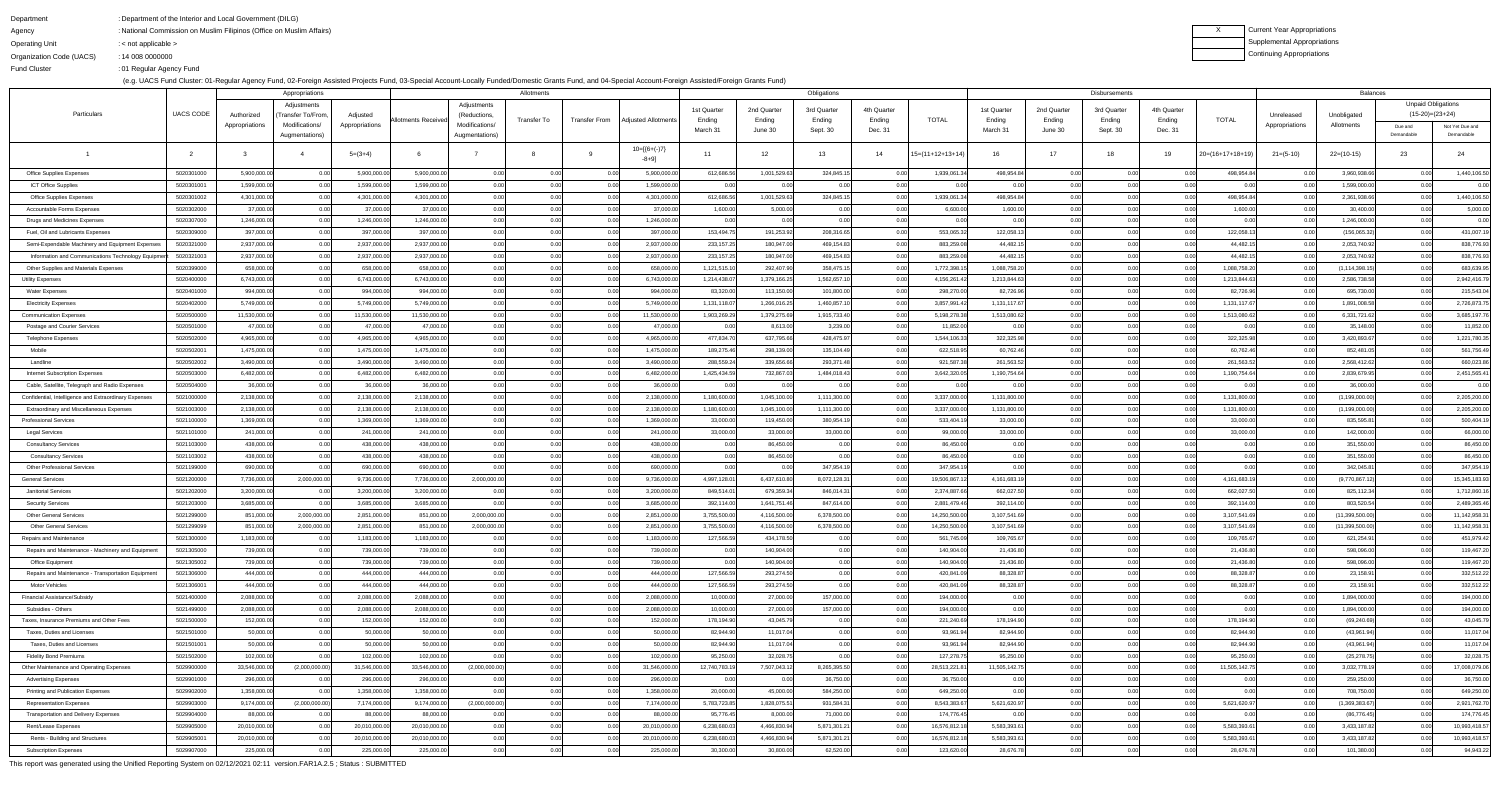Department : Department of the Interior and Local Government (DILG)

Agency : National Commission on Muslim Filipinos (Office on Muslim Affairs)

Operating Unit : < not applicable >

Organization Code (UACS) : 14 008 0000000

Fund Cluster : 01 Regular Agency Fund

(e.g. UACS Fund Cluster: 01-Regular Agency Fund, 02-Foreign Assisted Projects Fund, 03-Special Account-Locally Funded/Domestic Grants Fund, and 04-Special Account-Foreign Assisted/Foreign Grants Fund)

| X | Current Year Appropriations |
|---|---|
| | Supplemental Appropriations |
| | Continuing Appropriations |

| Particulars | UACS CODE | Appropriations | | | Allotments | | | | | Obligations | | | | | Disbursements | | | | | Balances | | | |
|---|---|---|---|---|---|---|---|---|---|---|---|---|---|---|---|---|---|---|---|---|---|---|---|
| | | Authorized Appropriations | Adjustments (Transfer To/From, Modifications/ Augmentations) | Adjusted Appropriations | Allotments Received | Adjustments (Reductions, Modifications/ Augmentations) | Transfer To | Transfer From | Adjusted Allotments | 1st Quarter Ending March 31 | 2nd Quarter Ending June 30 | 3rd Quarter Ending Sept. 30 | 4th Quarter Ending Dec. 31 | TOTAL | 1st Quarter Ending March 31 | 2nd Quarter Ending June 30 | 3rd Quarter Ending Sept. 30 | 4th Quarter Ending Dec. 31 | TOTAL | Unreleased Appropriations | Unobligated Allotments | Unpaid Obligations (15-20)=(23+24) | |
| | | | | | | | | | | | | | | | | | | | | | | Due and Demandable | Not Yet Due and Demandable |
| 1 | 2 | 3 | 4 | 5=(3+4) | 6 | 7 | 8 | 9 | 10=[{6+(-)7}-8+9] | 11 | 12 | 13 | 14 | 15=(11+12+13+14) | 16 | 17 | 18 | 19 | 20=(16+17+18+19) | 21=(5-10) | 22=(10-15) | 23 | 24 |
| Office Supplies Expenses | 5020301000 | 5,900,000.00 | 0.00 | 5,900,000.00 | 5,900,000.00 | 0.00 | 0.00 | 0.00 | 5,900,000.00 | 612,666.56 | 1,001,529.63 | 324,845.15 | 0.00 | 1,939,061.34 | 498,954.84 | 0.00 | 0.00 | 0.00 | 498,954.84 | 0.00 | 3,960,938.66 | 0.00 | 1,440,106.50 |
| ICT Office Supplies | 5020301001 | 1,599,000.00 | 0.00 | 1,599,000.00 | 1,599,000.00 | 0.00 | 0.00 | 0.00 | 1,599,000.00 | 0.00 | 0.00 | 0.00 | 0.00 | 0.00 | 0.00 | 0.00 | 0.00 | 0.00 | 0.00 | 0.00 | 1,599,000.00 | 0.00 | 0.00 |
| Office Supplies Expenses | 5020301002 | 4,301,000.00 | 0.00 | 4,301,000.00 | 4,301,000.00 | 0.00 | 0.00 | 0.00 | 4,301,000.00 | 612,666.56 | 1,001,529.63 | 324,845.15 | 0.00 | 1,939,061.34 | 498,954.84 | 0.00 | 0.00 | 0.00 | 498,954.84 | 0.00 | 2,361,938.66 | 0.00 | 1,440,106.50 |
| Accountable Forms Expenses | 5020302000 | 37,000.00 | 0.00 | 37,000.00 | 37,000.00 | 0.00 | 0.00 | 0.00 | 37,000.00 | 1,600.00 | 5,000.00 | 0.00 | 0.00 | 6,600.00 | 1,600.00 | 0.00 | 0.00 | 0.00 | 1,600.00 | 0.00 | 30,400.00 | 0.00 | 5,000.00 |
| Drugs and Medicines Expenses | 5020307000 | 1,246,000.00 | 0.00 | 1,246,000.00 | 1,246,000.00 | 0.00 | 0.00 | 0.00 | 1,246,000.00 | 0.00 | 0.00 | 0.00 | 0.00 | 0.00 | 0.00 | 0.00 | 0.00 | 0.00 | 0.00 | 0.00 | 1,246,000.00 | 0.00 | 0.00 |
| Fuel, Oil and Lubricants Expenses | 5020309000 | 397,000.00 | 0.00 | 397,000.00 | 397,000.00 | 0.00 | 0.00 | 0.00 | 397,000.00 | 153,494.75 | 191,253.92 | 208,316.65 | 0.00 | 553,065.32 | 122,058.13 | 0.00 | 0.00 | 0.00 | 122,058.13 | 0.00 | (156,065.32) | 0.00 | 431,007.19 |
| Semi-Expendable Machinery and Equipment Expenses | 5020321000 | 2,937,000.00 | 0.00 | 2,937,000.00 | 2,937,000.00 | 0.00 | 0.00 | 0.00 | 2,937,000.00 | 233,157.25 | 180,947.00 | 469,154.83 | 0.00 | 883,259.08 | 44,482.15 | 0.00 | 0.00 | 0.00 | 44,482.15 | 0.00 | 2,053,740.92 | 0.00 | 838,776.93 |
| Information and Communications Technology Equipment | 5020321003 | 2,937,000.00 | 0.00 | 2,937,000.00 | 2,937,000.00 | 0.00 | 0.00 | 0.00 | 2,937,000.00 | 233,157.25 | 180,947.00 | 469,154.83 | 0.00 | 883,259.08 | 44,482.15 | 0.00 | 0.00 | 0.00 | 44,482.15 | 0.00 | 2,053,740.92 | 0.00 | 838,776.93 |
| Other Supplies and Materials Expenses | 5020399000 | 658,000.00 | 0.00 | 658,000.00 | 658,000.00 | 0.00 | 0.00 | 0.00 | 658,000.00 | 1,121,515.10 | 292,407.90 | 358,475.15 | 0.00 | 1,772,398.15 | 1,088,758.20 | 0.00 | 0.00 | 0.00 | 1,088,758.20 | 0.00 | (1,114,398.15) | 0.00 | 683,639.95 |
| Utility Expenses | 5020400000 | 6,743,000.00 | 0.00 | 6,743,000.00 | 6,743,000.00 | 0.00 | 0.00 | 0.00 | 6,743,000.00 | 1,214,438.07 | 1,379,166.25 | 1,562,657.10 | 0.00 | 4,156,261.42 | 1,213,844.63 | 0.00 | 0.00 | 0.00 | 1,213,844.63 | 0.00 | 2,586,738.58 | 0.00 | 2,942,416.79 |
| Water Expenses | 5020401000 | 994,000.00 | 0.00 | 994,000.00 | 994,000.00 | 0.00 | 0.00 | 0.00 | 994,000.00 | 83,320.00 | 113,150.00 | 101,800.00 | 0.00 | 298,270.00 | 82,726.96 | 0.00 | 0.00 | 0.00 | 82,726.96 | 0.00 | 695,730.00 | 0.00 | 215,543.04 |
| Electricity Expenses | 5020402000 | 5,749,000.00 | 0.00 | 5,749,000.00 | 5,749,000.00 | 0.00 | 0.00 | 0.00 | 5,749,000.00 | 1,131,118.07 | 1,266,016.25 | 1,460,857.10 | 0.00 | 3,857,991.42 | 1,131,117.67 | 0.00 | 0.00 | 0.00 | 1,131,117.67 | 0.00 | 1,891,008.58 | 0.00 | 2,726,873.75 |
| Communication Expenses | 5020500000 | 11,530,000.00 | 0.00 | 11,530,000.00 | 11,530,000.00 | 0.00 | 0.00 | 0.00 | 11,530,000.00 | 1,903,269.29 | 1,379,275.69 | 1,915,733.40 | 0.00 | 5,198,278.38 | 1,513,080.62 | 0.00 | 0.00 | 0.00 | 1,513,080.62 | 0.00 | 6,331,721.62 | 0.00 | 3,685,197.76 |
| Postage and Courier Services | 5020501000 | 47,000.00 | 0.00 | 47,000.00 | 47,000.00 | 0.00 | 0.00 | 0.00 | 47,000.00 | 0.00 | 8,613.00 | 3,239.00 | 0.00 | 11,852.00 | 0.00 | 0.00 | 0.00 | 0.00 | 0.00 | 0.00 | 35,148.00 | 0.00 | 11,852.00 |
| Telephone Expenses | 5020502000 | 4,965,000.00 | 0.00 | 4,965,000.00 | 4,965,000.00 | 0.00 | 0.00 | 0.00 | 4,965,000.00 | 477,834.70 | 637,795.66 | 428,475.97 | 0.00 | 1,544,106.33 | 322,325.98 | 0.00 | 0.00 | 0.00 | 322,325.98 | 0.00 | 3,420,893.67 | 0.00 | 1,221,780.35 |
| Mobile | 5020502001 | 1,475,000.00 | 0.00 | 1,475,000.00 | 1,475,000.00 | 0.00 | 0.00 | 0.00 | 1,475,000.00 | 189,275.46 | 298,139.00 | 135,104.49 | 0.00 | 622,518.95 | 60,762.46 | 0.00 | 0.00 | 0.00 | 60,762.46 | 0.00 | 852,481.05 | 0.00 | 561,756.49 |
| Landline | 5020502002 | 3,490,000.00 | 0.00 | 3,490,000.00 | 3,490,000.00 | 0.00 | 0.00 | 0.00 | 3,490,000.00 | 288,559.24 | 339,656.66 | 293,371.48 | 0.00 | 921,587.38 | 261,563.52 | 0.00 | 0.00 | 0.00 | 261,563.52 | 0.00 | 2,568,412.62 | 0.00 | 660,023.86 |
| Internet Subscription Expenses | 5020503000 | 6,482,000.00 | 0.00 | 6,482,000.00 | 6,482,000.00 | 0.00 | 0.00 | 0.00 | 6,482,000.00 | 1,425,434.59 | 732,867.03 | 1,484,018.43 | 0.00 | 3,642,320.05 | 1,190,754.64 | 0.00 | 0.00 | 0.00 | 1,190,754.64 | 0.00 | 2,839,679.95 | 0.00 | 2,451,565.41 |
| Cable, Satellite, Telegraph and Radio Expenses | 5020504000 | 36,000.00 | 0.00 | 36,000.00 | 36,000.00 | 0.00 | 0.00 | 0.00 | 36,000.00 | 0.00 | 0.00 | 0.00 | 0.00 | 0.00 | 0.00 | 0.00 | 0.00 | 0.00 | 0.00 | 0.00 | 36,000.00 | 0.00 | 0.00 |
| Confidential, Intelligence and Extraordinary Expenses | 5021000000 | 2,138,000.00 | 0.00 | 2,138,000.00 | 2,138,000.00 | 0.00 | 0.00 | 0.00 | 2,138,000.00 | 1,180,600.00 | 1,045,100.00 | 1,111,300.00 | 0.00 | 3,337,000.00 | 1,131,800.00 | 0.00 | 0.00 | 0.00 | 1,131,800.00 | 0.00 | (1,199,000.00) | 0.00 | 2,205,200.00 |
| Extraordinary and Miscellaneous Expenses | 5021003000 | 2,138,000.00 | 0.00 | 2,138,000.00 | 2,138,000.00 | 0.00 | 0.00 | 0.00 | 2,138,000.00 | 1,180,600.00 | 1,045,100.00 | 1,111,300.00 | 0.00 | 3,337,000.00 | 1,131,800.00 | 0.00 | 0.00 | 0.00 | 1,131,800.00 | 0.00 | (1,199,000.00) | 0.00 | 2,205,200.00 |
| Professional Services | 5021100000 | 1,369,000.00 | 0.00 | 1,369,000.00 | 1,369,000.00 | 0.00 | 0.00 | 0.00 | 1,369,000.00 | 33,000.00 | 119,450.00 | 380,954.19 | 0.00 | 533,404.19 | 33,000.00 | 0.00 | 0.00 | 0.00 | 33,000.00 | 0.00 | 835,595.81 | 0.00 | 500,404.19 |
| Legal Services | 5021101000 | 241,000.00 | 0.00 | 241,000.00 | 241,000.00 | 0.00 | 0.00 | 0.00 | 241,000.00 | 33,000.00 | 33,000.00 | 33,000.00 | 0.00 | 99,000.00 | 33,000.00 | 0.00 | 0.00 | 0.00 | 33,000.00 | 0.00 | 142,000.00 | 0.00 | 66,000.00 |
| Consultancy Services | 5021103000 | 438,000.00 | 0.00 | 438,000.00 | 438,000.00 | 0.00 | 0.00 | 0.00 | 438,000.00 | 0.00 | 86,450.00 | 0.00 | 0.00 | 86,450.00 | 0.00 | 0.00 | 0.00 | 0.00 | 0.00 | 0.00 | 351,550.00 | 0.00 | 86,450.00 |
| Consultancy Services | 5021103002 | 438,000.00 | 0.00 | 438,000.00 | 438,000.00 | 0.00 | 0.00 | 0.00 | 438,000.00 | 0.00 | 86,450.00 | 0.00 | 0.00 | 86,450.00 | 0.00 | 0.00 | 0.00 | 0.00 | 0.00 | 0.00 | 351,550.00 | 0.00 | 86,450.00 |
| Other Professional Services | 5021199000 | 690,000.00 | 0.00 | 690,000.00 | 690,000.00 | 0.00 | 0.00 | 0.00 | 690,000.00 | 0.00 | 0.00 | 347,954.19 | 0.00 | 347,954.19 | 0.00 | 0.00 | 0.00 | 0.00 | 0.00 | 0.00 | 342,045.81 | 0.00 | 347,954.19 |
| General Services | 5021200000 | 7,736,000.00 | 2,000,000.00 | 9,736,000.00 | 7,736,000.00 | 2,000,000.00 | 0.00 | 0.00 | 9,736,000.00 | 4,997,128.01 | 6,437,610.80 | 8,072,128.31 | 0.00 | 19,506,867.12 | 4,161,683.19 | 0.00 | 0.00 | 0.00 | 4,161,683.19 | 0.00 | (9,770,867.12) | 0.00 | 15,345,183.93 |
| Janitorial Services | 5021202000 | 3,200,000.00 | 0.00 | 3,200,000.00 | 3,200,000.00 | 0.00 | 0.00 | 0.00 | 3,200,000.00 | 849,514.01 | 679,359.34 | 846,014.31 | 0.00 | 2,374,887.66 | 662,027.50 | 0.00 | 0.00 | 0.00 | 662,027.50 | 0.00 | 825,112.34 | 0.00 | 1,712,860.16 |
| Security Services | 5021203000 | 3,685,000.00 | 0.00 | 3,685,000.00 | 3,685,000.00 | 0.00 | 0.00 | 0.00 | 3,685,000.00 | 392,114.00 | 1,641,751.46 | 847,614.00 | 0.00 | 2,881,479.46 | 392,114.00 | 0.00 | 0.00 | 0.00 | 392,114.00 | 0.00 | 803,520.54 | 0.00 | 2,489,365.46 |
| Other General Services | 5021299000 | 851,000.00 | 2,000,000.00 | 2,851,000.00 | 851,000.00 | 2,000,000.00 | 0.00 | 0.00 | 2,851,000.00 | 3,755,500.00 | 4,116,500.00 | 6,378,500.00 | 0.00 | 14,250,500.00 | 3,107,541.69 | 0.00 | 0.00 | 0.00 | 3,107,541.69 | 0.00 | (11,399,500.00) | 0.00 | 11,142,958.31 |
| Other General Services | 5021299099 | 851,000.00 | 2,000,000.00 | 2,851,000.00 | 851,000.00 | 2,000,000.00 | 0.00 | 0.00 | 2,851,000.00 | 3,755,500.00 | 4,116,500.00 | 6,378,500.00 | 0.00 | 14,250,500.00 | 3,107,541.69 | 0.00 | 0.00 | 0.00 | 3,107,541.69 | 0.00 | (11,399,500.00) | 0.00 | 11,142,958.31 |
| Repairs and Maintenance | 5021300000 | 1,183,000.00 | 0.00 | 1,183,000.00 | 1,183,000.00 | 0.00 | 0.00 | 0.00 | 1,183,000.00 | 127,566.59 | 434,178.50 | 0.00 | 0.00 | 561,745.09 | 109,765.67 | 0.00 | 0.00 | 0.00 | 109,765.67 | 0.00 | 621,254.91 | 0.00 | 451,979.42 |
| Repairs and Maintenance - Machinery and Equipment | 5021305000 | 739,000.00 | 0.00 | 739,000.00 | 739,000.00 | 0.00 | 0.00 | 0.00 | 739,000.00 | 0.00 | 140,904.00 | 0.00 | 0.00 | 140,904.00 | 21,436.80 | 0.00 | 0.00 | 0.00 | 21,436.80 | 0.00 | 598,096.00 | 0.00 | 119,467.20 |
| Office Equipment | 5021305002 | 739,000.00 | 0.00 | 739,000.00 | 739,000.00 | 0.00 | 0.00 | 0.00 | 739,000.00 | 0.00 | 140,904.00 | 0.00 | 0.00 | 140,904.00 | 21,436.80 | 0.00 | 0.00 | 0.00 | 21,436.80 | 0.00 | 598,096.00 | 0.00 | 119,467.20 |
| Repairs and Maintenance - Transportation Equipment | 5021306000 | 444,000.00 | 0.00 | 444,000.00 | 444,000.00 | 0.00 | 0.00 | 0.00 | 444,000.00 | 127,566.59 | 293,274.50 | 0.00 | 0.00 | 420,841.09 | 88,328.87 | 0.00 | 0.00 | 0.00 | 88,328.87 | 0.00 | 23,158.91 | 0.00 | 332,512.22 |
| Motor Vehicles | 5021306001 | 444,000.00 | 0.00 | 444,000.00 | 444,000.00 | 0.00 | 0.00 | 0.00 | 444,000.00 | 127,566.59 | 293,274.50 | 0.00 | 0.00 | 420,841.09 | 88,328.87 | 0.00 | 0.00 | 0.00 | 88,328.87 | 0.00 | 23,158.91 | 0.00 | 332,512.22 |
| Financial Assistance/Subsidy | 5021400000 | 2,088,000.00 | 0.00 | 2,088,000.00 | 2,088,000.00 | 0.00 | 0.00 | 0.00 | 2,088,000.00 | 10,000.00 | 27,000.00 | 157,000.00 | 0.00 | 194,000.00 | 0.00 | 0.00 | 0.00 | 0.00 | 0.00 | 0.00 | 1,894,000.00 | 0.00 | 194,000.00 |
| Subsidies - Others | 5021499000 | 2,088,000.00 | 0.00 | 2,088,000.00 | 2,088,000.00 | 0.00 | 0.00 | 0.00 | 2,088,000.00 | 10,000.00 | 27,000.00 | 157,000.00 | 0.00 | 194,000.00 | 0.00 | 0.00 | 0.00 | 0.00 | 0.00 | 0.00 | 1,894,000.00 | 0.00 | 194,000.00 |
| Taxes, Insurance Premiums and Other Fees | 5021500000 | 152,000.00 | 0.00 | 152,000.00 | 152,000.00 | 0.00 | 0.00 | 0.00 | 152,000.00 | 178,194.90 | 43,045.79 | 0.00 | 0.00 | 221,240.69 | 178,194.90 | 0.00 | 0.00 | 0.00 | 178,194.90 | 0.00 | (69,240.69) | 0.00 | 43,045.79 |
| Taxes, Duties and Licenses | 5021501000 | 50,000.00 | 0.00 | 50,000.00 | 50,000.00 | 0.00 | 0.00 | 0.00 | 50,000.00 | 82,944.90 | 11,017.04 | 0.00 | 0.00 | 93,961.94 | 82,944.90 | 0.00 | 0.00 | 0.00 | 82,944.90 | 0.00 | (43,961.94) | 0.00 | 11,017.04 |
| Taxes, Duties and Licenses | 5021501001 | 50,000.00 | 0.00 | 50,000.00 | 50,000.00 | 0.00 | 0.00 | 0.00 | 50,000.00 | 82,944.90 | 11,017.04 | 0.00 | 0.00 | 93,961.94 | 82,944.90 | 0.00 | 0.00 | 0.00 | 82,944.90 | 0.00 | (43,961.94) | 0.00 | 11,017.04 |
| Fidelity Bond Premiums | 5021502000 | 102,000.00 | 0.00 | 102,000.00 | 102,000.00 | 0.00 | 0.00 | 0.00 | 102,000.00 | 95,250.00 | 32,028.75 | 0.00 | 0.00 | 127,278.75 | 95,250.00 | 0.00 | 0.00 | 0.00 | 95,250.00 | 0.00 | (25,278.75) | 0.00 | 32,028.75 |
| Other Maintenance and Operating Expenses | 5029900000 | 33,546,000.00 | (2,000,000.00) | 31,546,000.00 | 33,546,000.00 | (2,000,000.00) | 0.00 | 0.00 | 31,546,000.00 | 12,740,783.19 | 7,507,043.12 | 8,265,395.50 | 0.00 | 28,513,221.81 | 11,505,142.75 | 0.00 | 0.00 | 0.00 | 11,505,142.75 | 0.00 | 3,032,778.19 | 0.00 | 17,008,079.06 |
| Advertising Expenses | 5029901000 | 296,000.00 | 0.00 | 296,000.00 | 296,000.00 | 0.00 | 0.00 | 0.00 | 296,000.00 | 0.00 | 0.00 | 36,750.00 | 0.00 | 36,750.00 | 0.00 | 0.00 | 0.00 | 0.00 | 0.00 | 0.00 | 259,250.00 | 0.00 | 36,750.00 |
| Printing and Publication Expenses | 5029902000 | 1,358,000.00 | 0.00 | 1,358,000.00 | 1,358,000.00 | 0.00 | 0.00 | 0.00 | 1,358,000.00 | 20,000.00 | 45,000.00 | 584,250.00 | 0.00 | 649,250.00 | 0.00 | 0.00 | 0.00 | 0.00 | 0.00 | 0.00 | 708,750.00 | 0.00 | 649,250.00 |
| Representation Expenses | 5029903000 | 9,174,000.00 | (2,000,000.00) | 7,174,000.00 | 9,174,000.00 | (2,000,000.00) | 0.00 | 0.00 | 7,174,000.00 | 5,783,723.85 | 1,828,075.51 | 931,584.31 | 0.00 | 8,543,383.67 | 5,621,620.97 | 0.00 | 0.00 | 0.00 | 5,621,620.97 | 0.00 | (1,369,383.67) | 0.00 | 2,921,762.70 |
| Transportation and Delivery Expenses | 5029904000 | 88,000.00 | 0.00 | 88,000.00 | 88,000.00 | 0.00 | 0.00 | 0.00 | 88,000.00 | 95,776.45 | 8,000.00 | 71,000.00 | 0.00 | 174,776.45 | 0.00 | 0.00 | 0.00 | 0.00 | 0.00 | 0.00 | (86,776.45) | 0.00 | 174,776.45 |
| Rent/Lease Expenses | 5029905000 | 20,010,000.00 | 0.00 | 20,010,000.00 | 20,010,000.00 | 0.00 | 0.00 | 0.00 | 20,010,000.00 | 6,238,680.03 | 4,466,830.94 | 5,871,301.21 | 0.00 | 16,576,812.18 | 5,583,393.61 | 0.00 | 0.00 | 0.00 | 5,583,393.61 | 0.00 | 3,433,187.82 | 0.00 | 10,993,418.57 |
| Rents - Building and Structures | 5029905001 | 20,010,000.00 | 0.00 | 20,010,000.00 | 20,010,000.00 | 0.00 | 0.00 | 0.00 | 20,010,000.00 | 6,238,680.03 | 4,466,830.94 | 5,871,301.21 | 0.00 | 16,576,812.18 | 5,583,393.61 | 0.00 | 0.00 | 0.00 | 5,583,393.61 | 0.00 | 3,433,187.82 | 0.00 | 10,993,418.57 |
| Subscription Expenses | 5029907000 | 225,000.00 | 0.00 | 225,000.00 | 225,000.00 | 0.00 | 0.00 | 0.00 | 225,000.00 | 30,300.00 | 30,800.00 | 62,520.00 | 0.00 | 123,620.00 | 28,676.78 | 0.00 | 0.00 | 0.00 | 28,676.78 | 0.00 | 101,380.00 | 0.00 | 94,943.22 |

This report was generated using the Unified Reporting System on 02/12/2021 02:11 version.FAR1A.2.5 ; Status : SUBMITTED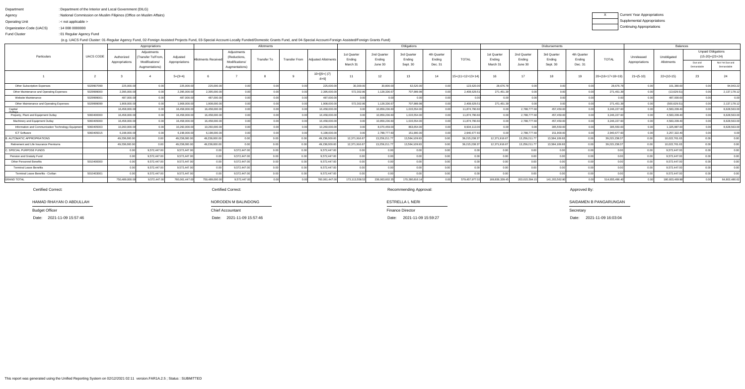Department : Department of the Interior and Local Government (DILG)

Agency : National Commission on Muslim Filipinos (Office on Muslim Affairs)

Operating Unit : < not applicable >

Organization Code (UACS) : 14 008 0000000

Fund Cluster : 01 Regular Agency Fund

(e.g. UACS Fund Cluster: 01-Regular Agency Fund, 02-Foreign Assisted Projects Fund, 03-Special Account-Locally Funded/Domestic Grants Fund, and 04-Special Account-Foreign Assisted/Foreign Grants Fund)

| X | Current Year Appropriations |
|---|---|
| | Supplemental Appropriations |
| | Continuing Appropriations |

| Particulars | UACS CODE | Appropriations | | | Allotments | | | | | Obligations | | | | | Disbursements | | | | | Balances | | | |
|---|---|---|---|---|---|---|---|---|---|---|---|---|---|---|---|---|---|---|---|---|---|---|---|
| | | Authorized Appropriations | Adjustments (Transfer To/From, Modifications/ Augmentations) | Adjusted Appropriations | Allotments Received | Adjustments (Reductions, Modifications/ Augmentations) | Transfer To | Transfer From | Adjusted Allotments | 1st Quarter Ending March 31 | 2nd Quarter Ending June 30 | 3rd Quarter Ending Sept. 30 | 4th Quarter Ending Dec. 31 | TOTAL | 1st Quarter Ending March 31 | 2nd Quarter Ending June 30 | 3rd Quarter Ending Sept. 30 | 4th Quarter Ending Dec. 31 | TOTAL | Unreleased Appropriations | Unobligated Allotments | Unpaid Obligations (15-20)=(23+24) Due and Demandable | Not Yet Due and Demandable |
| 1 | 2 | 3 | 4 | 5=(3+4) | 6 | 7 | 8 | 9 | 10=[{6+(-)7}-8+9] | 11 | 12 | 13 | 14 | 15=(11+12+13+14) | 16 | 17 | 18 | 19 | 20=(16+17+18+19) | 21=(5-10) | 22=(10-15) | 23 | 24 |
| Other Subscription Expenses | 5029907099 | 225,000.00 | 0.00 | 225,000.00 | 225,000.00 | 0.00 | 0.00 | 0.00 | 225,000.00 | 30,300.00 | 30,800.00 | 62,520.00 | 0.00 | 123,620.00 | 28,676.78 | 0.00 | 0.00 | 0.00 | 28,676.78 | 0.00 | 101,380.00 | 0.00 | 94,943.22 |
| Other Maintenance and Operating Expenses | 5029999000 | 2,395,000.00 | 0.00 | 2,395,000.00 | 2,395,000.00 | 0.00 | 0.00 | 0.00 | 2,395,000.00 | 572,302.86 | 1,128,336.67 | 707,989.98 | 0.00 | 2,408,629.51 | 271,451.39 | 0.00 | 0.00 | 0.00 | 271,451.39 | 0.00 | (13,629.51) | 0.00 | 2,137,178.12 |
| Website Maintenance | 5029999001 | 487,000.00 | 0.00 | 487,000.00 | 487,000.00 | 0.00 | 0.00 | 0.00 | 487,000.00 | 0.00 | 0.00 | 0.00 | 0.00 | 0.00 | 0.00 | 0.00 | 0.00 | 0.00 | 0.00 | 0.00 | 487,000.00 | 0.00 | 0.00 |
| Other Maintenance and Operating Expenses | 5029999099 | 1,908,000.00 | 0.00 | 1,908,000.00 | 1,908,000.00 | 0.00 | 0.00 | 0.00 | 1,908,000.00 | 572,302.86 | 1,128,336.67 | 707,989.98 | 0.00 | 2,408,629.51 | 271,451.39 | 0.00 | 0.00 | 0.00 | 271,451.39 | 0.00 | (500,629.51) | 0.00 | 2,137,178.12 |
| Capital Outlays | | 16,458,000.00 | 0.00 | 16,458,000.00 | 16,458,000.00 | 0.00 | 0.00 | 0.00 | 16,458,000.00 | 0.00 | 10,859,236.60 | 1,015,554.00 | 0.00 | 11,874,790.60 | 0.00 | 2,788,777.60 | 457,450.00 | 0.00 | 3,246,227.60 | 0.00 | 4,583,209.40 | 0.00 | 8,628,563.00 |
| Property, Plant and Equipment Outlay | 5060400000 | 16,458,000.00 | 0.00 | 16,458,000.00 | 16,458,000.00 | 0.00 | 0.00 | 0.00 | 16,458,000.00 | 0.00 | 10,859,236.60 | 1,015,554.00 | 0.00 | 11,874,790.60 | 0.00 | 2,788,777.60 | 457,450.00 | 0.00 | 3,246,227.60 | 0.00 | 4,583,209.40 | 0.00 | 8,628,563.00 |
| Machinery and Equipment Outlay | 5060405000 | 16,458,000.00 | 0.00 | 16,458,000.00 | 16,458,000.00 | 0.00 | 0.00 | 0.00 | 16,458,000.00 | 0.00 | 10,859,236.60 | 1,015,554.00 | 0.00 | 11,874,790.60 | 0.00 | 2,788,777.60 | 457,450.00 | 0.00 | 3,246,227.60 | 0.00 | 4,583,209.40 | 0.00 | 8,628,563.00 |
| Information and Communication Technology Equipment | 5060405003 | 10,260,000.00 | 0.00 | 10,260,000.00 | 10,260,000.00 | 0.00 | 0.00 | 0.00 | 10,260,000.00 | 0.00 | 8,070,459.00 | 863,654.00 | 0.00 | 8,934,113.00 | 0.00 | 0.00 | 305,550.00 | 0.00 | 305,550.00 | 0.00 | 1,325,887.00 | 0.00 | 8,628,563.00 |
| ICT Software | 5060405015 | 6,198,000.00 | 0.00 | 6,198,000.00 | 6,198,000.00 | 0.00 | 0.00 | 0.00 | 6,198,000.00 | 0.00 | 2,788,777.60 | 151,900.00 | 0.00 | 2,940,677.60 | 0.00 | 2,788,777.60 | 151,900.00 | 0.00 | 2,940,677.60 | 0.00 | 3,257,322.40 | 0.00 | 0.00 |
| B. AUTOMATIC APPROPRIATIONS | | 49,238,000.00 | 0.00 | 49,238,000.00 | 49,238,000.00 | 0.00 | 0.00 | 0.00 | 49,238,000.00 | 12,371,916.67 | 13,259,211.77 | 13,584,109.93 | 0.00 | 39,215,238.37 | 12,371,916.67 | 13,259,211.77 | 13,584,109.93 | 0.00 | 39,215,238.37 | 0.00 | 10,022,761.63 | 0.00 | 0.00 |
| Retirement and Life Insurance Premiums | | 49,238,000.00 | 0.00 | 49,238,000.00 | 49,238,000.00 | 0.00 | 0.00 | 0.00 | 49,238,000.00 | 12,371,916.67 | 13,259,211.77 | 13,584,109.93 | 0.00 | 39,215,238.37 | 12,371,916.67 | 13,259,211.77 | 13,584,109.93 | 0.00 | 39,215,238.37 | 0.00 | 10,022,761.63 | 0.00 | 0.00 |
| C. SPECIAL PURPOSE FUNDS | | 0.00 | 9,572,447.00 | 9,572,447.00 | 0.00 | 9,572,447.00 | 0.00 | 0.00 | 9,572,447.00 | 0.00 | 0.00 | 0.00 | 0.00 | 0.00 | 0.00 | 0.00 | 0.00 | 0.00 | 0.00 | 0.00 | 9,572,447.00 | 0.00 | 0.00 |
| Pension and Gratuity Fund | | 0.00 | 9,572,447.00 | 9,572,447.00 | 0.00 | 9,572,447.00 | 0.00 | 0.00 | 9,572,447.00 | 0.00 | 0.00 | 0.00 | 0.00 | 0.00 | 0.00 | 0.00 | 0.00 | 0.00 | 0.00 | 0.00 | 9,572,447.00 | 0.00 | 0.00 |
| Other Personnel Benefits | 5010400000 | 0.00 | 9,572,447.00 | 9,572,447.00 | 0.00 | 9,572,447.00 | 0.00 | 0.00 | 9,572,447.00 | 0.00 | 0.00 | 0.00 | 0.00 | 0.00 | 0.00 | 0.00 | 0.00 | 0.00 | 0.00 | 0.00 | 9,572,447.00 | 0.00 | 0.00 |
| Terminal Leave Benefits | | 0.00 | 9,572,447.00 | 9,572,447.00 | 0.00 | 9,572,447.00 | 0.00 | 0.00 | 9,572,447.00 | 0.00 | 0.00 | 0.00 | 0.00 | 0.00 | 0.00 | 0.00 | 0.00 | 0.00 | 0.00 | 0.00 | 9,572,447.00 | 0.00 | 0.00 |
| Terminal Leave Benefits - Civilian | 5010403001 | 0.00 | 9,572,447.00 | 9,572,447.00 | 0.00 | 9,572,447.00 | 0.00 | 0.00 | 9,572,447.00 | 0.00 | 0.00 | 0.00 | 0.00 | 0.00 | 0.00 | 0.00 | 0.00 | 0.00 | 0.00 | 0.00 | 9,572,447.00 | 0.00 | 0.00 |
| GRAND TOTAL | | 750,489,000.00 | 9,572,447.00 | 760,061,447.00 | 750,489,000.00 | 9,572,447.00 | 0.00 | 0.00 | 760,061,447.00 | 173,113,558.53 | 236,063,602.35 | 170,280,816.14 | 0.00 | 579,457,977.02 | 169,836,339.45 | 203,615,594.15 | 141,203,562.80 | 0.00 | 514,655,496.40 | 0.00 | 180,603,469.98 | 0.00 | 64,802,480.62 |

Certified Correct:

HAMAD RHAYAN O ABDULLAH

Budget Officer

Date: 2021-11-09 15:57:46

Certified Correct:

NORODEN M BALINDONG

Chief Accountant

Date: 2021-11-09 15:57:46

Recommending Approval:

ESTRELLA L NERI

Finance Director

Date: 2021-11-09 15:59:27

Approved By:

SAIDAMEN B PANGARUNGAN

Secretary

Date: 2021-11-09 16:03:04

This report was generated using the Unified Reporting System on 02/12/2021 02:11 version.FAR1A.2.5 ; Status : SUBMITTED